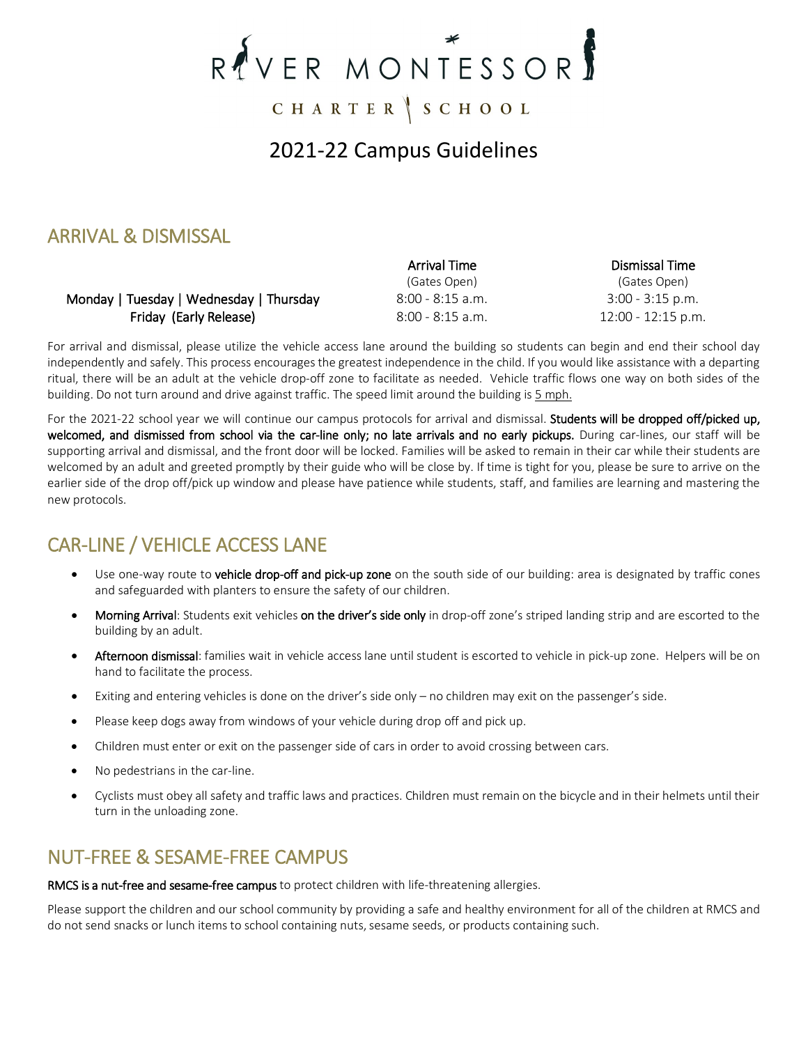# RIVER MONTESSORI CHARTER SCHOOL

## 2021-22 Campus Guidelines

## ARRIVAL & DISMISSAL

| | Arrival Time (Gates Open) | Dismissal Time (Gates Open) |
|---|---|---|
| Monday \| Tuesday \| Wednesday \| Thursday | 8:00 - 8:15 a.m. | 3:00 - 3:15 p.m. |
| Friday (Early Release) | 8:00 - 8:15 a.m. | 12:00 - 12:15 p.m. |

For arrival and dismissal, please utilize the vehicle access lane around the building so students can begin and end their school day independently and safely. This process encourages the greatest independence in the child. If you would like assistance with a departing ritual, there will be an adult at the vehicle drop-off zone to facilitate as needed. Vehicle traffic flows one way on both sides of the building. Do not turn around and drive against traffic. The speed limit around the building is 5 mph.

For the 2021-22 school year we will continue our campus protocols for arrival and dismissal. **Students will be dropped off/picked up, welcomed, and dismissed from school via the car-line only; no late arrivals and no early pickups.** During car-lines, our staff will be supporting arrival and dismissal, and the front door will be locked. Families will be asked to remain in their car while their students are welcomed by an adult and greeted promptly by their guide who will be close by. If time is tight for you, please be sure to arrive on the earlier side of the drop off/pick up window and please have patience while students, staff, and families are learning and mastering the new protocols.

## CAR-LINE / VEHICLE ACCESS LANE

- Use one-way route to **vehicle drop-off and pick-up zone** on the south side of our building: area is designated by traffic cones and safeguarded with planters to ensure the safety of our children.
- **Morning Arrival**: Students exit vehicles **on the driver's side only** in drop-off zone's striped landing strip and are escorted to the building by an adult.
- **Afternoon dismissal**: families wait in vehicle access lane until student is escorted to vehicle in pick-up zone. Helpers will be on hand to facilitate the process.
- Exiting and entering vehicles is done on the driver's side only – no children may exit on the passenger's side.
- Please keep dogs away from windows of your vehicle during drop off and pick up.
- Children must enter or exit on the passenger side of cars in order to avoid crossing between cars.
- No pedestrians in the car-line.
- Cyclists must obey all safety and traffic laws and practices. Children must remain on the bicycle and in their helmets until their turn in the unloading zone.

## NUT-FREE & SESAME-FREE CAMPUS

**RMCS is a nut-free and sesame-free campus** to protect children with life-threatening allergies.

Please support the children and our school community by providing a safe and healthy environment for all of the children at RMCS and do not send snacks or lunch items to school containing nuts, sesame seeds, or products containing such.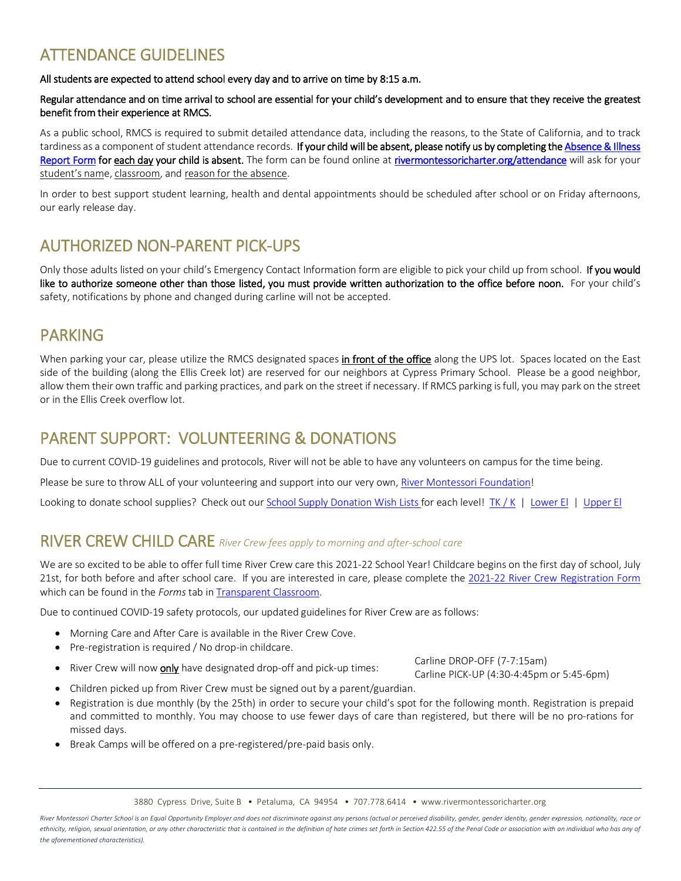## ATTENDANCE GUIDELINES

**All students are expected to attend school every day and to arrive on time by 8:15 a.m.**

**Regular attendance and on time arrival to school are essential for your child's development and to ensure that they receive the greatest benefit from their experience at RMCS.**

As a public school, RMCS is required to submit detailed attendance data, including the reasons, to the State of California, and to track tardiness as a component of student attendance records. **If your child will be absent, please notify us by completing the Absence & Illness Report Form for each day your child is absent.** The form can be found online at **rivermontessoricharter.org/attendance** will ask for your student's name, classroom, and reason for the absence.

In order to best support student learning, health and dental appointments should be scheduled after school or on Friday afternoons, our early release day.

## AUTHORIZED NON-PARENT PICK-UPS

Only those adults listed on your child's Emergency Contact Information form are eligible to pick your child up from school. **If you would like to authorize someone other than those listed, you must provide written authorization to the office before noon.** For your child's safety, notifications by phone and changed during carline will not be accepted.

## PARKING

When parking your car, please utilize the RMCS designated spaces **in front of the office** along the UPS lot. Spaces located on the East side of the building (along the Ellis Creek lot) are reserved for our neighbors at Cypress Primary School. Please be a good neighbor, allow them their own traffic and parking practices, and park on the street if necessary. If RMCS parking is full, you may park on the street or in the Ellis Creek overflow lot.

## PARENT SUPPORT: VOLUNTEERING & DONATIONS

Due to current COVID-19 guidelines and protocols, River will not be able to have any volunteers on campus for the time being.

Please be sure to throw ALL of your volunteering and support into our very own, River Montessori Foundation!

Looking to donate school supplies? Check out our School Supply Donation Wish Lists for each level! TK / K | Lower El | Upper El

## RIVER CREW CHILD CARE *River Crew fees apply to morning and after-school care*

We are so excited to be able to offer full time River Crew care this 2021-22 School Year! Childcare begins on the first day of school, July 21st, for both before and after school care. If you are interested in care, please complete the 2021-22 River Crew Registration Form which can be found in the *Forms* tab in Transparent Classroom.

Due to continued COVID-19 safety protocols, our updated guidelines for River Crew are as follows:

- Morning Care and After Care is available in the River Crew Cove.
- Pre-registration is required / No drop-in childcare.
- River Crew will now **only** have designated drop-off and pick-up times: Carline DROP-OFF (7-7:15am) Carline PICK-UP (4:30-4:45pm or 5:45-6pm)
- Children picked up from River Crew must be signed out by a parent/guardian.
- Registration is due monthly (by the 25th) in order to secure your child's spot for the following month. Registration is prepaid and committed to monthly. You may choose to use fewer days of care than registered, but there will be no pro-rations for missed days.
- Break Camps will be offered on a pre-registered/pre-paid basis only.

3880 Cypress Drive, Suite B • Petaluma, CA 94954 • 707.778.6414 • www.rivermontessoricharter.org

*River Montessori Charter School is an Equal Opportunity Employer and does not discriminate against any persons (actual or perceived disability, gender, gender identity, gender expression, nationality, race or ethnicity, religion, sexual orientation, or any other characteristic that is contained in the definition of hate crimes set forth in Section 422.55 of the Penal Code or association with an individual who has any of the aforementioned characteristics).*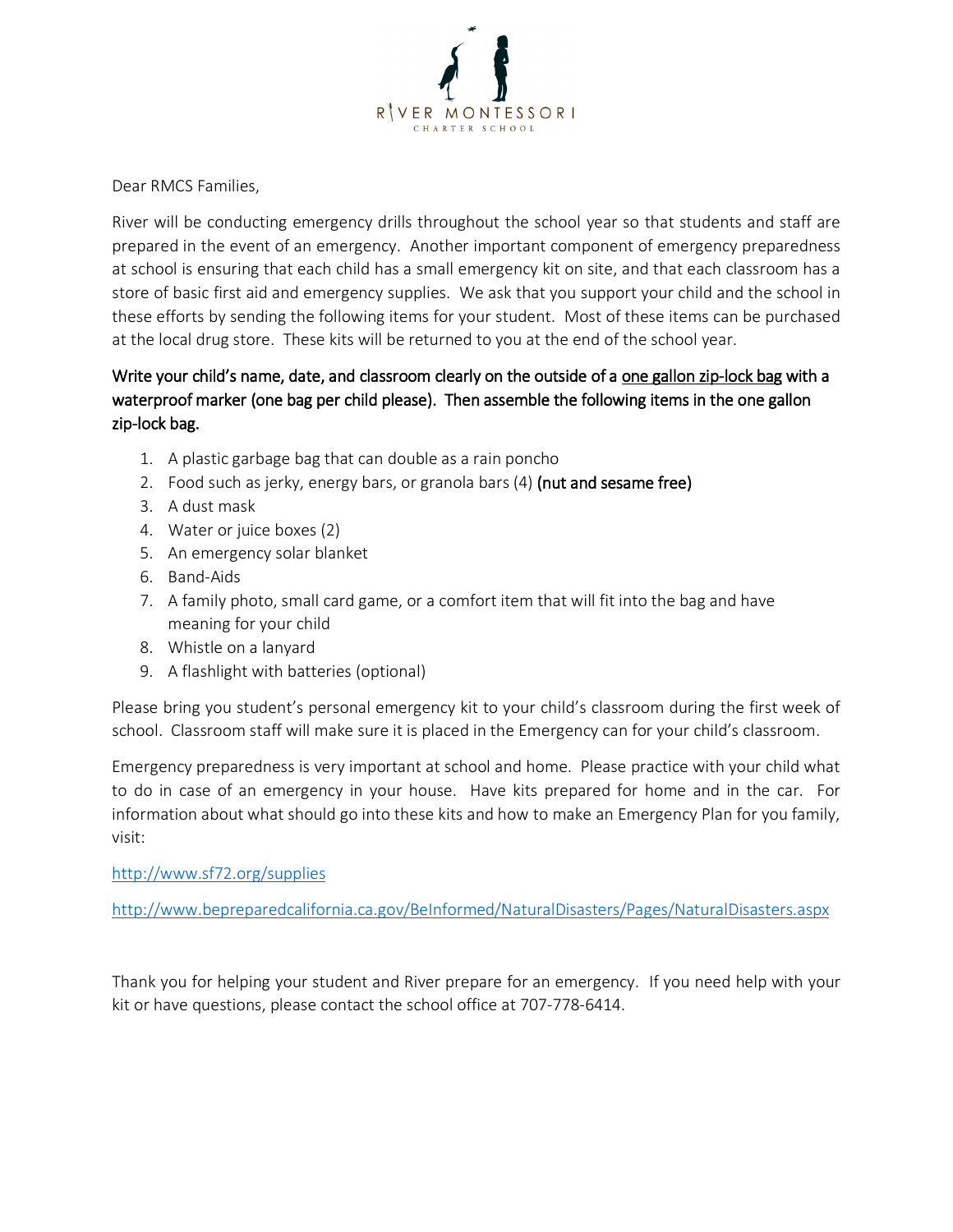RIVER MONTESSORI
CHARTER SCHOOL

Dear RMCS Families,

River will be conducting emergency drills throughout the school year so that students and staff are prepared in the event of an emergency. Another important component of emergency preparedness at school is ensuring that each child has a small emergency kit on site, and that each classroom has a store of basic first aid and emergency supplies. We ask that you support your child and the school in these efforts by sending the following items for your student. Most of these items can be purchased at the local drug store. These kits will be returned to you at the end of the school year.

**Write your child's name, date, and classroom clearly on the outside of a <u>one gallon zip-lock bag</u> with a waterproof marker (one bag per child please). Then assemble the following items in the one gallon zip-lock bag.**

1. A plastic garbage bag that can double as a rain poncho
2. Food such as jerky, energy bars, or granola bars (4) **(nut and sesame free)**
3. A dust mask
4. Water or juice boxes (2)
5. An emergency solar blanket
6. Band-Aids
7. A family photo, small card game, or a comfort item that will fit into the bag and have meaning for your child
8. Whistle on a lanyard
9. A flashlight with batteries (optional)

Please bring you student's personal emergency kit to your child's classroom during the first week of school. Classroom staff will make sure it is placed in the Emergency can for your child's classroom.

Emergency preparedness is very important at school and home. Please practice with your child what to do in case of an emergency in your house. Have kits prepared for home and in the car. For information about what should go into these kits and how to make an Emergency Plan for you family, visit:

http://www.sf72.org/supplies

http://www.bepreparedcalifornia.ca.gov/BeInformed/NaturalDisasters/Pages/NaturalDisasters.aspx

Thank you for helping your student and River prepare for an emergency. If you need help with your kit or have questions, please contact the school office at 707-778-6414.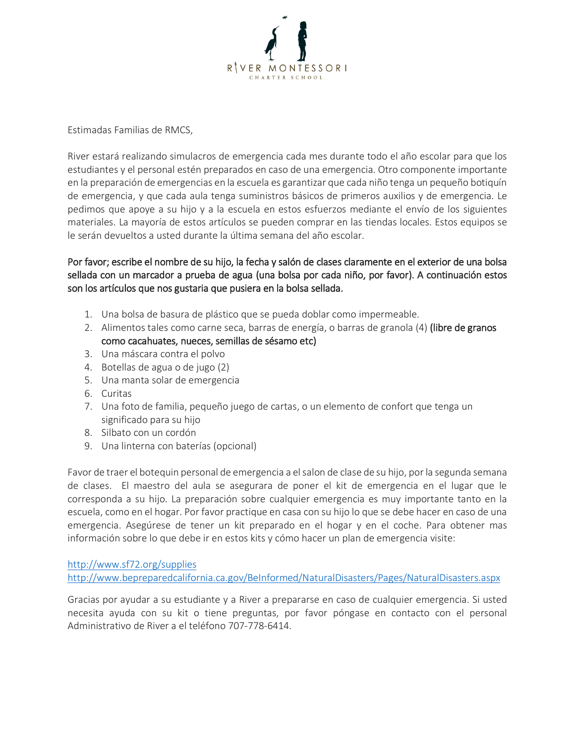RIVER MONTESSORI
CHARTER SCHOOL

Estimadas Familias de RMCS,

River estará realizando simulacros de emergencia cada mes durante todo el año escolar para que los estudiantes y el personal estén preparados en caso de una emergencia. Otro componente importante en la preparación de emergencias en la escuela es garantizar que cada niño tenga un pequeño botiquín de emergencia, y que cada aula tenga suministros básicos de primeros auxilios y de emergencia. Le pedimos que apoye a su hijo y a la escuela en estos esfuerzos mediante el envío de los siguientes materiales. La mayoría de estos artículos se pueden comprar en las tiendas locales. Estos equipos se le serán devueltos a usted durante la última semana del año escolar.

**Por favor; escribe el nombre de su hijo, la fecha y salón de clases claramente en el exterior de una bolsa sellada con un marcador a prueba de agua (una bolsa por cada niño, por favor). A continuación estos son los artículos que nos gustaria que pusiera en la bolsa sellada.**

1. Una bolsa de basura de plástico que se pueda doblar como impermeable.
2. Alimentos tales como carne seca, barras de energía, o barras de granola (4) **(libre de granos como cacahuates, nueces, semillas de sésamo etc)**
3. Una máscara contra el polvo
4. Botellas de agua o de jugo (2)
5. Una manta solar de emergencia
6. Curitas
7. Una foto de familia, pequeño juego de cartas, o un elemento de confort que tenga un significado para su hijo
8. Silbato con un cordón
9. Una linterna con baterías (opcional)

Favor de traer el botequin personal de emergencia a el salon de clase de su hijo, por la segunda semana de clases. El maestro del aula se asegurara de poner el kit de emergencia en el lugar que le corresponda a su hijo. La preparación sobre cualquier emergencia es muy importante tanto en la escuela, como en el hogar. Por favor practique en casa con su hijo lo que se debe hacer en caso de una emergencia. Asegúrese de tener un kit preparado en el hogar y en el coche. Para obtener mas información sobre lo que debe ir en estos kits y cómo hacer un plan de emergencia visite:

http://www.sf72.org/supplies
http://www.bepreparedcalifornia.ca.gov/BeInformed/NaturalDisasters/Pages/NaturalDisasters.aspx

Gracias por ayudar a su estudiante y a River a prepararse en caso de cualquier emergencia. Si usted necesita ayuda con su kit o tiene preguntas, por favor póngase en contacto con el personal Administrativo de River a el teléfono 707-778-6414.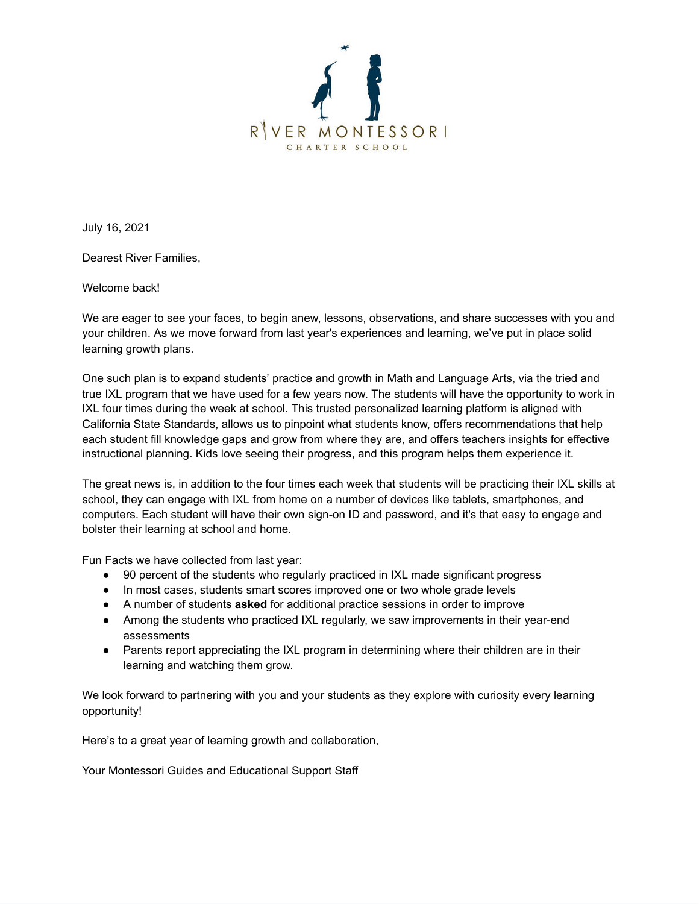RIVER MONTESSORI

CHARTER SCHOOL

July 16, 2021

Dearest River Families,

Welcome back!

We are eager to see your faces, to begin anew, lessons, observations, and share successes with you and your children. As we move forward from last year's experiences and learning, we've put in place solid learning growth plans.

One such plan is to expand students' practice and growth in Math and Language Arts, via the tried and true IXL program that we have used for a few years now. The students will have the opportunity to work in IXL four times during the week at school. This trusted personalized learning platform is aligned with California State Standards, allows us to pinpoint what students know, offers recommendations that help each student fill knowledge gaps and grow from where they are, and offers teachers insights for effective instructional planning. Kids love seeing their progress, and this program helps them experience it.

The great news is, in addition to the four times each week that students will be practicing their IXL skills at school, they can engage with IXL from home on a number of devices like tablets, smartphones, and computers. Each student will have their own sign-on ID and password, and it's that easy to engage and bolster their learning at school and home.

Fun Facts we have collected from last year:

- 90 percent of the students who regularly practiced in IXL made significant progress
- In most cases, students smart scores improved one or two whole grade levels
- A number of students **asked** for additional practice sessions in order to improve
- Among the students who practiced IXL regularly, we saw improvements in their year-end assessments
- Parents report appreciating the IXL program in determining where their children are in their learning and watching them grow.

We look forward to partnering with you and your students as they explore with curiosity every learning opportunity!

Here's to a great year of learning growth and collaboration,

Your Montessori Guides and Educational Support Staff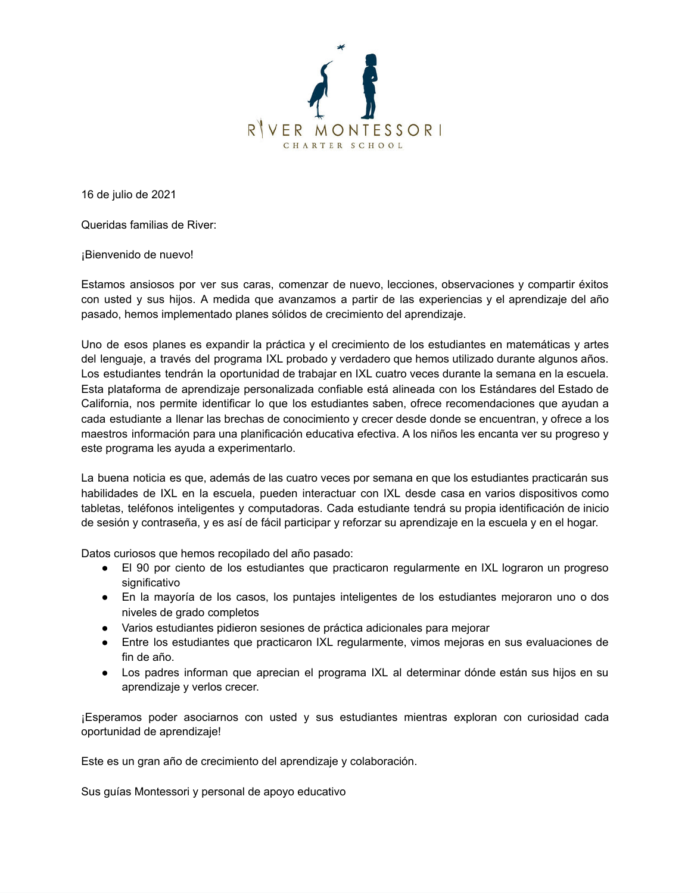RIVER MONTESSORI
CHARTER SCHOOL

16 de julio de 2021

Queridas familias de River:

¡Bienvenido de nuevo!

Estamos ansiosos por ver sus caras, comenzar de nuevo, lecciones, observaciones y compartir éxitos con usted y sus hijos. A medida que avanzamos a partir de las experiencias y el aprendizaje del año pasado, hemos implementado planes sólidos de crecimiento del aprendizaje.

Uno de esos planes es expandir la práctica y el crecimiento de los estudiantes en matemáticas y artes del lenguaje, a través del programa IXL probado y verdadero que hemos utilizado durante algunos años. Los estudiantes tendrán la oportunidad de trabajar en IXL cuatro veces durante la semana en la escuela. Esta plataforma de aprendizaje personalizada confiable está alineada con los Estándares del Estado de California, nos permite identificar lo que los estudiantes saben, ofrece recomendaciones que ayudan a cada estudiante a llenar las brechas de conocimiento y crecer desde donde se encuentran, y ofrece a los maestros información para una planificación educativa efectiva. A los niños les encanta ver su progreso y este programa les ayuda a experimentarlo.

La buena noticia es que, además de las cuatro veces por semana en que los estudiantes practicarán sus habilidades de IXL en la escuela, pueden interactuar con IXL desde casa en varios dispositivos como tabletas, teléfonos inteligentes y computadoras. Cada estudiante tendrá su propia identificación de inicio de sesión y contraseña, y es así de fácil participar y reforzar su aprendizaje en la escuela y en el hogar.

Datos curiosos que hemos recopilado del año pasado:

- El 90 por ciento de los estudiantes que practicaron regularmente en IXL lograron un progreso significativo
- En la mayoría de los casos, los puntajes inteligentes de los estudiantes mejoraron uno o dos niveles de grado completos
- Varios estudiantes pidieron sesiones de práctica adicionales para mejorar
- Entre los estudiantes que practicaron IXL regularmente, vimos mejoras en sus evaluaciones de fin de año.
- Los padres informan que aprecian el programa IXL al determinar dónde están sus hijos en su aprendizaje y verlos crecer.

¡Esperamos poder asociarnos con usted y sus estudiantes mientras exploran con curiosidad cada oportunidad de aprendizaje!

Este es un gran año de crecimiento del aprendizaje y colaboración.

Sus guías Montessori y personal de apoyo educativo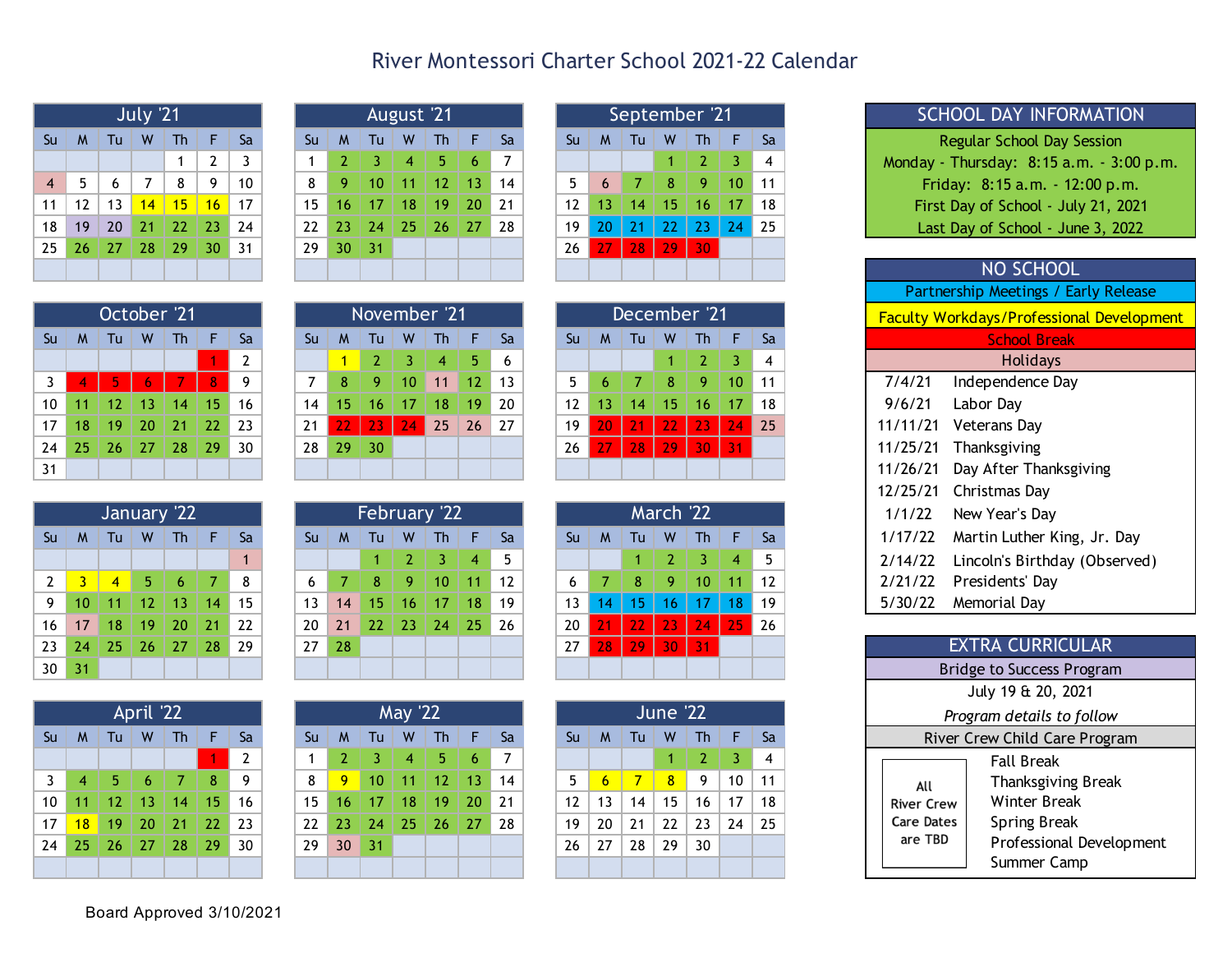# River Montessori Charter School 2021-22 Calendar

### July '21

| Su | M | Tu | W | Th | F | Sa |
|---|---|---|---|---|---|---|
| | | | | 1 | 2 | 3 |
| 4 | 5 | 6 | 7 | 8 | 9 | 10 |
| 11 | 12 | 13 | 14 | 15 | 16 | 17 |
| 18 | 19 | 20 | 21 | 22 | 23 | 24 |
| 25 | 26 | 27 | 28 | 29 | 30 | 31 |

### August '21

| Su | M | Tu | W | Th | F | Sa |
|---|---|---|---|---|---|---|
| 1 | 2 | 3 | 4 | 5 | 6 | 7 |
| 8 | 9 | 10 | 11 | 12 | 13 | 14 |
| 15 | 16 | 17 | 18 | 19 | 20 | 21 |
| 22 | 23 | 24 | 25 | 26 | 27 | 28 |
| 29 | 30 | 31 | | | | |

### September '21

| Su | M | Tu | W | Th | F | Sa |
|---|---|---|---|---|---|---|
| | | | 1 | 2 | 3 | 4 |
| 5 | 6 | 7 | 8 | 9 | 10 | 11 |
| 12 | 13 | 14 | 15 | 16 | 17 | 18 |
| 19 | 20 | 21 | 22 | 23 | 24 | 25 |
| 26 | 27 | 28 | 29 | 30 | | |

### October '21

| Su | M | Tu | W | Th | F | Sa |
|---|---|---|---|---|---|---|
| | | | | | 1 | 2 |
| 3 | 4 | 5 | 6 | 7 | 8 | 9 |
| 10 | 11 | 12 | 13 | 14 | 15 | 16 |
| 17 | 18 | 19 | 20 | 21 | 22 | 23 |
| 24 | 25 | 26 | 27 | 28 | 29 | 30 |
| 31 | | | | | | |

### November '21

| Su | M | Tu | W | Th | F | Sa |
|---|---|---|---|---|---|---|
| | 1 | 2 | 3 | 4 | 5 | 6 |
| 7 | 8 | 9 | 10 | 11 | 12 | 13 |
| 14 | 15 | 16 | 17 | 18 | 19 | 20 |
| 21 | 22 | 23 | 24 | 25 | 26 | 27 |
| 28 | 29 | 30 | | | | |

### December '21

| Su | M | Tu | W | Th | F | Sa |
|---|---|---|---|---|---|---|
| | | | 1 | 2 | 3 | 4 |
| 5 | 6 | 7 | 8 | 9 | 10 | 11 |
| 12 | 13 | 14 | 15 | 16 | 17 | 18 |
| 19 | 20 | 21 | 22 | 23 | 24 | 25 |
| 26 | 27 | 28 | 29 | 30 | 31 | |

### January '22

| Su | M | Tu | W | Th | F | Sa |
|---|---|---|---|---|---|---|
| | | | | | | 1 |
| 2 | 3 | 4 | 5 | 6 | 7 | 8 |
| 9 | 10 | 11 | 12 | 13 | 14 | 15 |
| 16 | 17 | 18 | 19 | 20 | 21 | 22 |
| 23 | 24 | 25 | 26 | 27 | 28 | 29 |
| 30 | 31 | | | | | |

### February '22

| Su | M | Tu | W | Th | F | Sa |
|---|---|---|---|---|---|---|
| | | 1 | 2 | 3 | 4 | 5 |
| 6 | 7 | 8 | 9 | 10 | 11 | 12 |
| 13 | 14 | 15 | 16 | 17 | 18 | 19 |
| 20 | 21 | 22 | 23 | 24 | 25 | 26 |
| 27 | 28 | | | | | |

### March '22

| Su | M | Tu | W | Th | F | Sa |
|---|---|---|---|---|---|---|
| | | 1 | 2 | 3 | 4 | 5 |
| 6 | 7 | 8 | 9 | 10 | 11 | 12 |
| 13 | 14 | 15 | 16 | 17 | 18 | 19 |
| 20 | 21 | 22 | 23 | 24 | 25 | 26 |
| 27 | 28 | 29 | 30 | 31 | | |

### April '22

| Su | M | Tu | W | Th | F | Sa |
|---|---|---|---|---|---|---|
| | | | | | 1 | 2 |
| 3 | 4 | 5 | 6 | 7 | 8 | 9 |
| 10 | 11 | 12 | 13 | 14 | 15 | 16 |
| 17 | 18 | 19 | 20 | 21 | 22 | 23 |
| 24 | 25 | 26 | 27 | 28 | 29 | 30 |

### May '22

| Su | M | Tu | W | Th | F | Sa |
|---|---|---|---|---|---|---|
| 1 | 2 | 3 | 4 | 5 | 6 | 7 |
| 8 | 9 | 10 | 11 | 12 | 13 | 14 |
| 15 | 16 | 17 | 18 | 19 | 20 | 21 |
| 22 | 23 | 24 | 25 | 26 | 27 | 28 |
| 29 | 30 | 31 | | | | |

### June '22

| Su | M | Tu | W | Th | F | Sa |
|---|---|---|---|---|---|---|
| | | | 1 | 2 | 3 | 4 |
| 5 | 6 | 7 | 8 | 9 | 10 | 11 |
| 12 | 13 | 14 | 15 | 16 | 17 | 18 |
| 19 | 20 | 21 | 22 | 23 | 24 | 25 |
| 26 | 27 | 28 | 29 | 30 | | |

## SCHOOL DAY INFORMATION

Regular School Day Session

Monday - Thursday: 8:15 a.m. - 3:00 p.m.

Friday: 8:15 a.m. - 12:00 p.m.

First Day of School - July 21, 2021

Last Day of School - June 3, 2022

## NO SCHOOL

- Partnership Meetings / Early Release
- Faculty Workdays/Professional Development
- School Break
- Holidays

| | |
|---|---|
| 7/4/21 | Independence Day |
| 9/6/21 | Labor Day |
| 11/11/21 | Veterans Day |
| 11/25/21 | Thanksgiving |
| 11/26/21 | Day After Thanksgiving |
| 12/25/21 | Christmas Day |
| 1/1/22 | New Year's Day |
| 1/17/22 | Martin Luther King, Jr. Day |
| 2/14/22 | Lincoln's Birthday (Observed) |
| 2/21/22 | Presidents' Day |
| 5/30/22 | Memorial Day |

## EXTRA CURRICULAR

**Bridge to Success Program**

July 19 & 20, 2021

*Program details to follow*

**River Crew Child Care Program**

All River Crew Care Dates are TBD

- Fall Break
- Thanksgiving Break
- Winter Break
- Spring Break
- Professional Development
- Summer Camp

Board Approved 3/10/2021